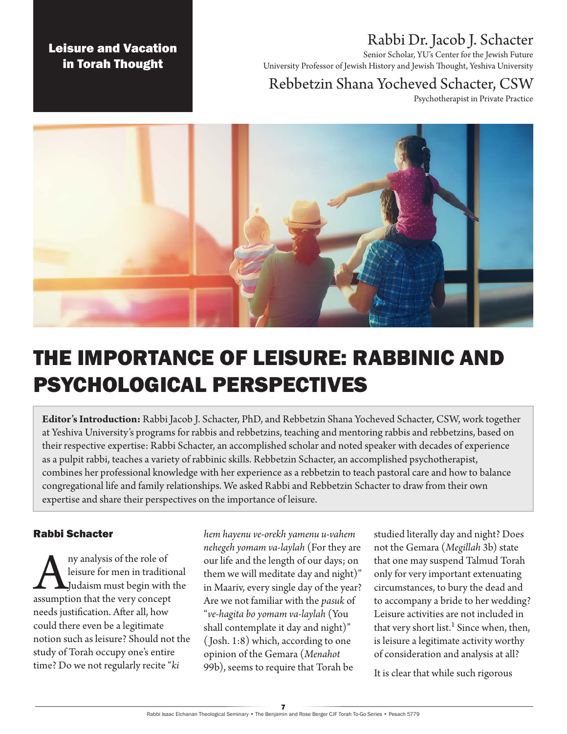Leisure and Vacation in Torah Thought

Rabbi Dr. Jacob J. Schacter

Senior Scholar, YU's Center for the Jewish Future
University Professor of Jewish History and Jewish Thought, Yeshiva University

Rebbetzin Shana Yocheved Schacter, CSW

Psychotherapist in Private Practice

# THE IMPORTANCE OF LEISURE: RABBINIC AND PSYCHOLOGICAL PERSPECTIVES

**Editor's Introduction:** Rabbi Jacob J. Schacter, PhD, and Rebbetzin Shana Yocheved Schacter, CSW, work together at Yeshiva University's programs for rabbis and rebbetzins, teaching and mentoring rabbis and rebbetzins, based on their respective expertise: Rabbi Schacter, an accomplished scholar and noted speaker with decades of experience as a pulpit rabbi, teaches a variety of rabbinic skills. Rebbetzin Schacter, an accomplished psychotherapist, combines her professional knowledge with her experience as a rebbetzin to teach pastoral care and how to balance congregational life and family relationships. We asked Rabbi and Rebbetzin Schacter to draw from their own expertise and share their perspectives on the importance of leisure.

## Rabbi Schacter

Any analysis of the role of leisure for men in traditional Judaism must begin with the assumption that the very concept needs justification. After all, how could there even be a legitimate notion such as leisure? Should not the study of Torah occupy one's entire time? Do we not regularly recite "*ki hem hayenu ve-orekh yamenu u-vahem nehegeh yomam va-laylah* (For they are our life and the length of our days; on them we will meditate day and night)" in Maariv, every single day of the year? Are we not familiar with the *pasuk* of "*ve-hagita bo yomam va-laylah* (You shall contemplate it day and night)" (Josh. 1:8) which, according to one opinion of the Gemara (*Menahot* 99b), seems to require that Torah be studied literally day and night? Does not the Gemara (*Megillah* 3b) state that one may suspend Talmud Torah only for very important extenuating circumstances, to bury the dead and to accompany a bride to her wedding? Leisure activities are not included in that very short list.[1] Since when, then, is leisure a legitimate activity worthy of consideration and analysis at all?

It is clear that while such rigorous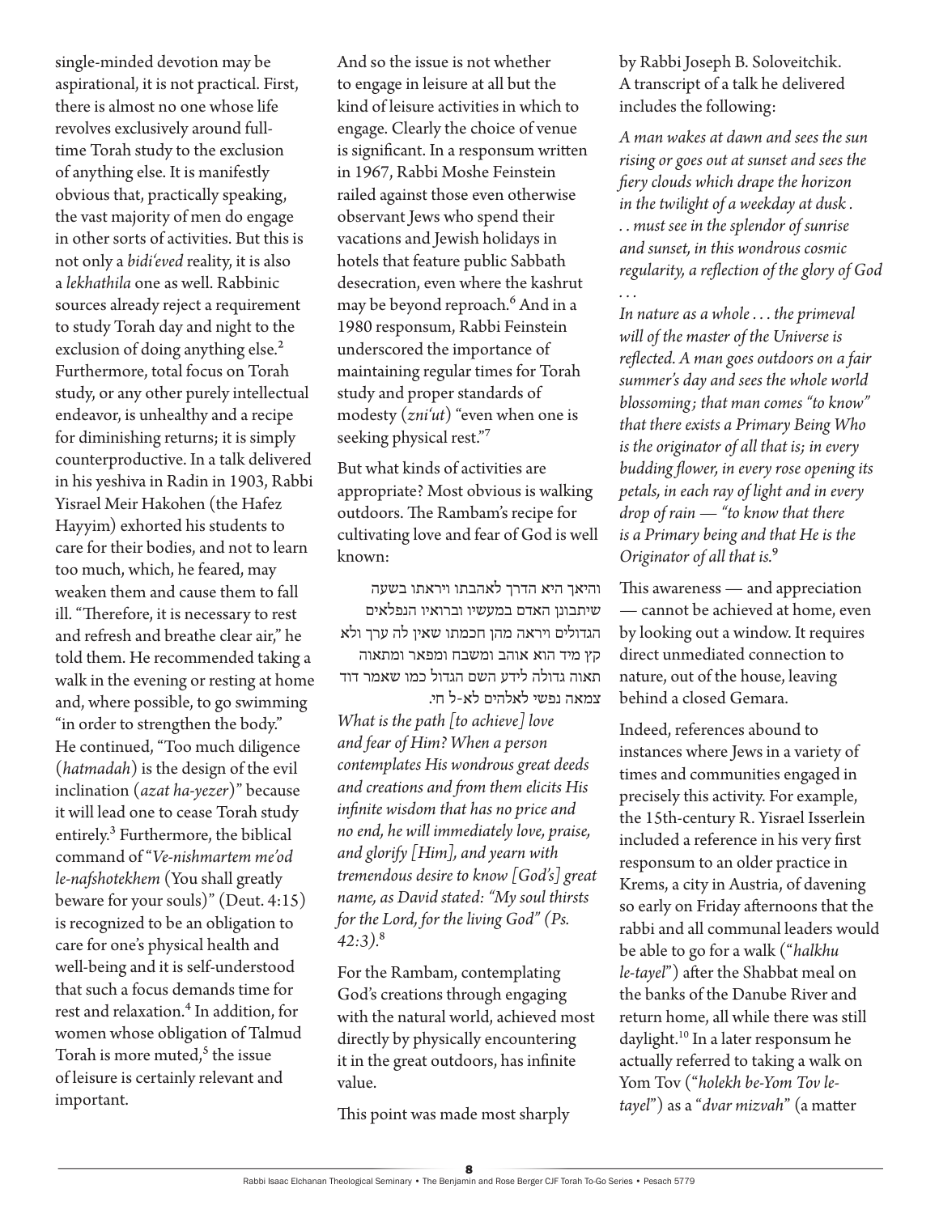single-minded devotion may be aspirational, it is not practical. First, there is almost no one whose life revolves exclusively around full-time Torah study to the exclusion of anything else. It is manifestly obvious that, practically speaking, the vast majority of men do engage in other sorts of activities. But this is not only a *bidi'eved* reality, it is also a *lekhathila* one as well. Rabbinic sources already reject a requirement to study Torah day and night to the exclusion of doing anything else.[2] Furthermore, total focus on Torah study, or any other purely intellectual endeavor, is unhealthy and a recipe for diminishing returns; it is simply counterproductive. In a talk delivered in his yeshiva in Radin in 1903, Rabbi Yisrael Meir Hakohen (the Hafez Hayyim) exhorted his students to care for their bodies, and not to learn too much, which, he feared, may weaken them and cause them to fall ill. "Therefore, it is necessary to rest and refresh and breathe clear air," he told them. He recommended taking a walk in the evening or resting at home and, where possible, to go swimming "in order to strengthen the body." He continued, "Too much diligence (*hatmadah*) is the design of the evil inclination (*azat ha-yezer*)" because it will lead one to cease Torah study entirely.[3] Furthermore, the biblical command of "*Ve-nishmartem me'od le-nafshotekhem* (You shall greatly beware for your souls)" (Deut. 4:15) is recognized to be an obligation to care for one's physical health and well-being and it is self-understood that such a focus demands time for rest and relaxation.[4] In addition, for women whose obligation of Talmud Torah is more muted,[5] the issue of leisure is certainly relevant and important.

And so the issue is not whether to engage in leisure at all but the kind of leisure activities in which to engage. Clearly the choice of venue is significant. In a responsum written in 1967, Rabbi Moshe Feinstein railed against those even otherwise observant Jews who spend their vacations and Jewish holidays in hotels that feature public Sabbath desecration, even where the kashrut may be beyond reproach.[6] And in a 1980 responsum, Rabbi Feinstein underscored the importance of maintaining regular times for Torah study and proper standards of modesty (*zni'ut*) "even when one is seeking physical rest."[7]

But what kinds of activities are appropriate? Most obvious is walking outdoors. The Rambam's recipe for cultivating love and fear of God is well known:

והיאך היא הדרך לאהבתו ויראתו בשעה שיתבונן האדם במעשיו וברואיו הנפלאים הגדולים ויראה מהן חכמתו שאין לה ערך ולא קץ מיד הוא אוהב ומשבח ומפאר ומתאוה תאוה גדולה לידע השם הגדול כמו שאמר דוד צמאה נפשי לאלהים לא-ל חי.

*What is the path [to achieve] love and fear of Him? When a person contemplates His wondrous great deeds and creations and from them elicits His infinite wisdom that has no price and no end, he will immediately love, praise, and glorify [Him], and yearn with tremendous desire to know [God's] great name, as David stated: "My soul thirsts for the Lord, for the living God" (Ps. 42:3).*[8]

For the Rambam, contemplating God's creations through engaging with the natural world, achieved most directly by physically encountering it in the great outdoors, has infinite value.

This point was made most sharply by Rabbi Joseph B. Soloveitchik. A transcript of a talk he delivered includes the following:

*A man wakes at dawn and sees the sun rising or goes out at sunset and sees the fiery clouds which drape the horizon in the twilight of a weekday at dusk . . . must see in the splendor of sunrise and sunset, in this wondrous cosmic regularity, a reflection of the glory of God . . .*

*In nature as a whole . . . the primeval will of the master of the Universe is reflected. A man goes outdoors on a fair summer's day and sees the whole world blossoming; that man comes "to know" that there exists a Primary Being Who is the originator of all that is; in every budding flower, in every rose opening its petals, in each ray of light and in every drop of rain — "to know that there is a Primary being and that He is the Originator of all that is.*[9]

This awareness — and appreciation — cannot be achieved at home, even by looking out a window. It requires direct unmediated connection to nature, out of the house, leaving behind a closed Gemara.

Indeed, references abound to instances where Jews in a variety of times and communities engaged in precisely this activity. For example, the 15th-century R. Yisrael Isserlein included a reference in his very first responsum to an older practice in Krems, a city in Austria, of davening so early on Friday afternoons that the rabbi and all communal leaders would be able to go for a walk ("*halkhu le-tayel*") after the Shabbat meal on the banks of the Danube River and return home, all while there was still daylight.[10] In a later responsum he actually referred to taking a walk on Yom Tov ("*holekh be-Yom Tov le-tayel*") as a "*dvar mizvah*" (a matter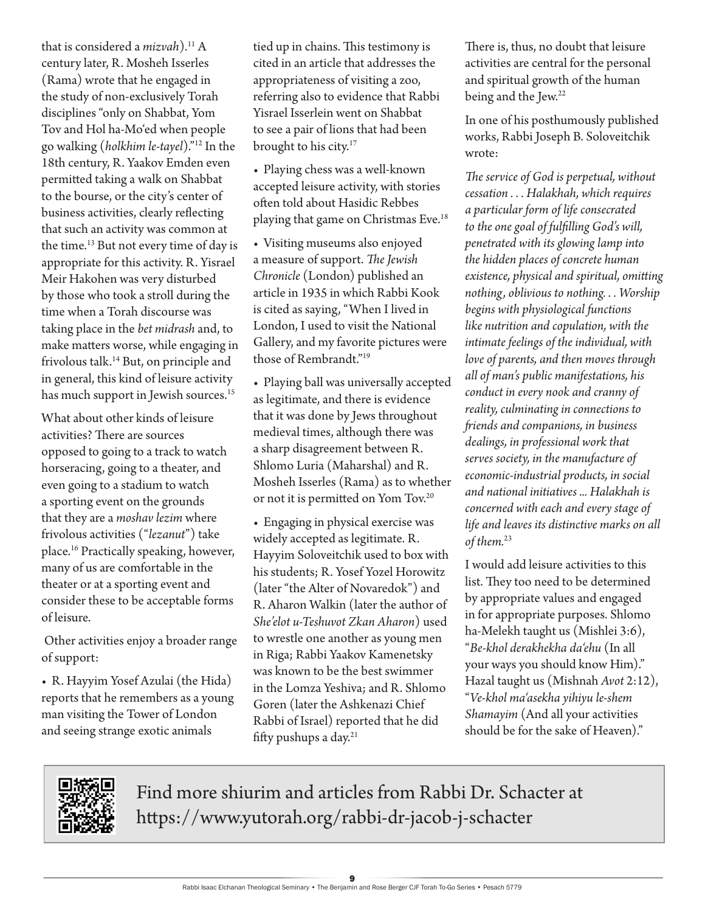that is considered a *mizvah*).[11] A century later, R. Mosheh Isserles (Rama) wrote that he engaged in the study of non-exclusively Torah disciplines "only on Shabbat, Yom Tov and Hol ha-Mo'ed when people go walking (*holkhim le-tayel*)."[12] In the 18th century, R. Yaakov Emden even permitted taking a walk on Shabbat to the bourse, or the city's center of business activities, clearly reflecting that such an activity was common at the time.[13] But not every time of day is appropriate for this activity. R. Yisrael Meir Hakohen was very disturbed by those who took a stroll during the time when a Torah discourse was taking place in the *bet midrash* and, to make matters worse, while engaging in frivolous talk.[14] But, on principle and in general, this kind of leisure activity has much support in Jewish sources.[15]

What about other kinds of leisure activities? There are sources opposed to going to a track to watch horseracing, going to a theater, and even going to a stadium to watch a sporting event on the grounds that they are a *moshav lezim* where frivolous activities ("*lezanut*") take place.[16] Practically speaking, however, many of us are comfortable in the theater or at a sporting event and consider these to be acceptable forms of leisure.

Other activities enjoy a broader range of support:

- R. Hayyim Yosef Azulai (the Hida) reports that he remembers as a young man visiting the Tower of London and seeing strange exotic animals tied up in chains. This testimony is cited in an article that addresses the appropriateness of visiting a zoo, referring also to evidence that Rabbi Yisrael Isserlein went on Shabbat to see a pair of lions that had been brought to his city.[17]
- Playing chess was a well-known accepted leisure activity, with stories often told about Hasidic Rebbes playing that game on Christmas Eve.[18]
- Visiting museums also enjoyed a measure of support. *The Jewish Chronicle* (London) published an article in 1935 in which Rabbi Kook is cited as saying, "When I lived in London, I used to visit the National Gallery, and my favorite pictures were those of Rembrandt."[19]
- Playing ball was universally accepted as legitimate, and there is evidence that it was done by Jews throughout medieval times, although there was a sharp disagreement between R. Shlomo Luria (Maharshal) and R. Mosheh Isserles (Rama) as to whether or not it is permitted on Yom Tov.[20]
- Engaging in physical exercise was widely accepted as legitimate. R. Hayyim Soloveitchik used to box with his students; R. Yosef Yozel Horowitz (later "the Alter of Novaredok") and R. Aharon Walkin (later the author of *She'elot u-Teshuvot Zkan Aharon*) used to wrestle one another as young men in Riga; Rabbi Yaakov Kamenetsky was known to be the best swimmer in the Lomza Yeshiva; and R. Shlomo Goren (later the Ashkenazi Chief Rabbi of Israel) reported that he did fifty pushups a day.[21]

There is, thus, no doubt that leisure activities are central for the personal and spiritual growth of the human being and the Jew.[22]

In one of his posthumously published works, Rabbi Joseph B. Soloveitchik wrote:

*The service of God is perpetual, without cessation . . . Halakhah, which requires a particular form of life consecrated to the one goal of fulfilling God's will, penetrated with its glowing lamp into the hidden places of concrete human existence, physical and spiritual, omitting nothing, oblivious to nothing. . . Worship begins with physiological functions like nutrition and copulation, with the intimate feelings of the individual, with love of parents, and then moves through all of man's public manifestations, his conduct in every nook and cranny of reality, culminating in connections to friends and companions, in business dealings, in professional work that serves society, in the manufacture of economic-industrial products, in social and national initiatives ... Halakhah is concerned with each and every stage of life and leaves its distinctive marks on all of them.*[23]

I would add leisure activities to this list. They too need to be determined by appropriate values and engaged in for appropriate purposes. Shlomo ha-Melekh taught us (Mishlei 3:6), "*Be-khol derakhekha da'ehu* (In all your ways you should know Him)." Hazal taught us (Mishnah *Avot* 2:12), "*Ve-khol ma'asekha yihiyu le-shem Shamayim* (And all your activities should be for the sake of Heaven)."

Find more shiurim and articles from Rabbi Dr. Schacter at https://www.yutorah.org/rabbi-dr-jacob-j-schacter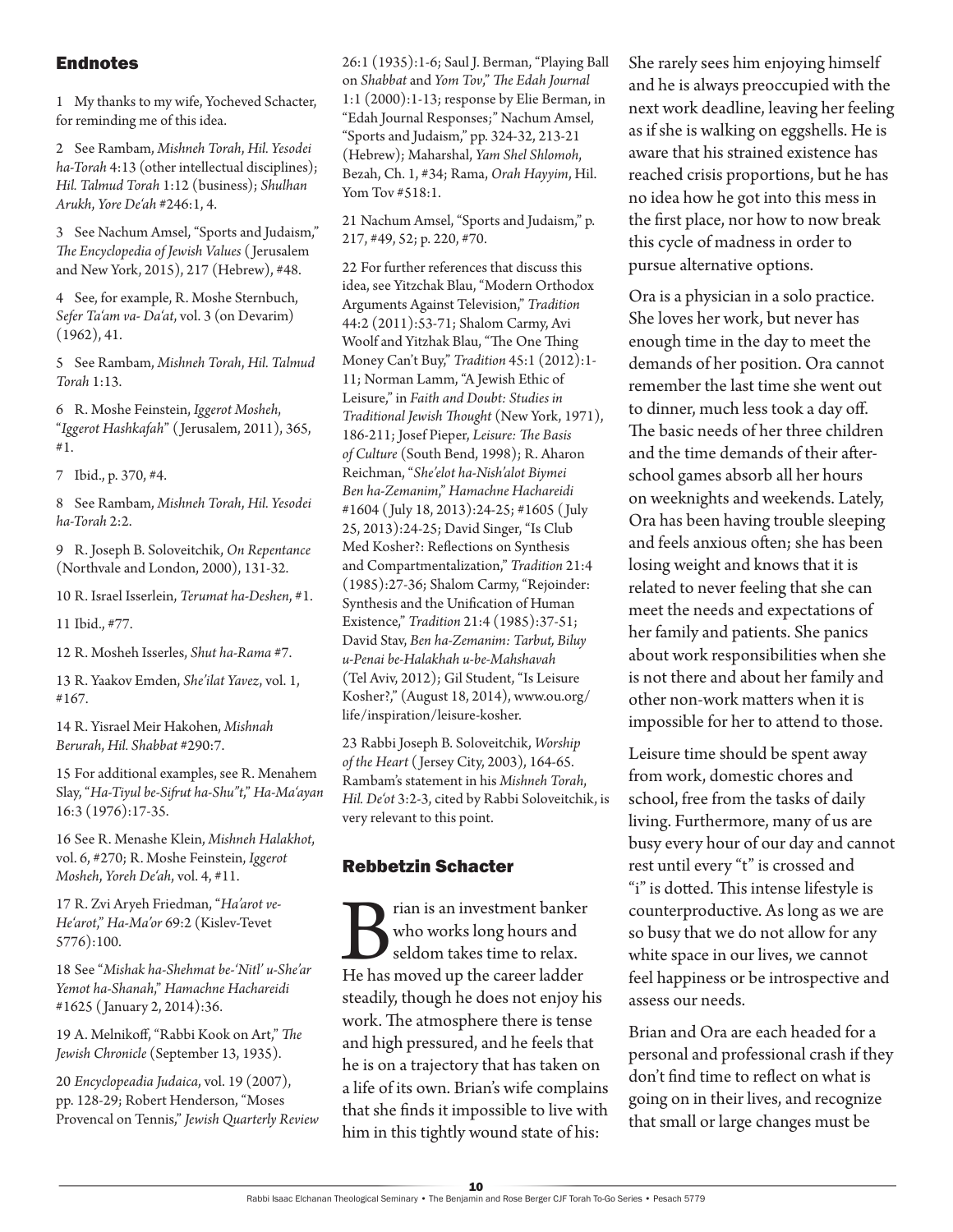## Endnotes

1 My thanks to my wife, Yocheved Schacter, for reminding me of this idea.

2 See Rambam, *Mishneh Torah*, *Hil. Yesodei ha-Torah* 4:13 (other intellectual disciplines); *Hil. Talmud Torah* 1:12 (business); *Shulhan Arukh*, *Yore De'ah* #246:1, 4.

3 See Nachum Amsel, "Sports and Judaism," *The Encyclopedia of Jewish Values* (Jerusalem and New York, 2015), 217 (Hebrew), #48.

4 See, for example, R. Moshe Sternbuch, *Sefer Ta'am va- Da'at*, vol. 3 (on Devarim) (1962), 41.

5 See Rambam, *Mishneh Torah*, *Hil. Talmud Torah* 1:13.

6 R. Moshe Feinstein, *Iggerot Mosheh*, "*Iggerot Hashkafah*" (Jerusalem, 2011), 365, #1.

7 Ibid., p. 370, #4.

8 See Rambam, *Mishneh Torah*, *Hil. Yesodei ha-Torah* 2:2.

9 R. Joseph B. Soloveitchik, *On Repentance* (Northvale and London, 2000), 131-32.

10 R. Israel Isserlein, *Terumat ha-Deshen*, #1.

11 Ibid., #77.

12 R. Mosheh Isserles, *Shut ha-Rama* #7.

13 R. Yaakov Emden, *She'ilat Yavez*, vol. 1, #167.

14 R. Yisrael Meir Hakohen, *Mishnah Berurah*, *Hil. Shabbat* #290:7.

15 For additional examples, see R. Menahem Slay, "*Ha-Tiyul be-Sifrut ha-Shu"t*," *Ha-Ma'ayan* 16:3 (1976):17-35.

16 See R. Menashe Klein, *Mishneh Halakhot*, vol. 6, #270; R. Moshe Feinstein, *Iggerot Mosheh*, *Yoreh De'ah*, vol. 4, #11.

17 R. Zvi Aryeh Friedman, "*Ha'arot ve-He'arot*," *Ha-Ma'or* 69:2 (Kislev-Tevet 5776):100.

18 See "*Mishak ha-Shehmat be-'Nitl' u-She'ar Yemot ha-Shanah*," *Hamachne Hachareidi* #1625 (January 2, 2014):36.

19 A. Melnikoff, "Rabbi Kook on Art," *The Jewish Chronicle* (September 13, 1935).

20 *Encyclopeadia Judaica*, vol. 19 (2007), pp. 128-29; Robert Henderson, "Moses Provencal on Tennis," *Jewish Quarterly Review* 26:1 (1935):1-6; Saul J. Berman, "Playing Ball on *Shabbat* and *Yom Tov*," *The Edah Journal* 1:1 (2000):1-13; response by Elie Berman, in "Edah Journal Responses;" Nachum Amsel, "Sports and Judaism," pp. 324-32, 213-21 (Hebrew); Maharshal, *Yam Shel Shlomoh*, Bezah, Ch. 1, #34; Rama, *Orah Hayyim*, Hil. Yom Tov #518:1.

21 Nachum Amsel, "Sports and Judaism," p. 217, #49, 52; p. 220, #70.

22 For further references that discuss this idea, see Yitzchak Blau, "Modern Orthodox Arguments Against Television," *Tradition* 44:2 (2011):53-71; Shalom Carmy, Avi Woolf and Yitzhak Blau, "The One Thing Money Can't Buy," *Tradition* 45:1 (2012):1-11; Norman Lamm, "A Jewish Ethic of Leisure," in *Faith and Doubt: Studies in Traditional Jewish Thought* (New York, 1971), 186-211; Josef Pieper, *Leisure: The Basis of Culture* (South Bend, 1998); R. Aharon Reichman, "*She'elot ha-Nish'alot Biymei Ben ha-Zemanim*," *Hamachne Hachareidi* #1604 (July 18, 2013):24-25; #1605 (July 25, 2013):24-25; David Singer, "Is Club Med Kosher?: Reflections on Synthesis and Compartmentalization," *Tradition* 21:4 (1985):27-36; Shalom Carmy, "Rejoinder: Synthesis and the Unification of Human Existence," *Tradition* 21:4 (1985):37-51; David Stav, *Ben ha-Zemanim: Tarbut, Biluy u-Penai be-Halakhah u-be-Mahshavah* (Tel Aviv, 2012); Gil Student, "Is Leisure Kosher?," (August 18, 2014), www.ou.org/life/inspiration/leisure-kosher.

23 Rabbi Joseph B. Soloveitchik, *Worship of the Heart* (Jersey City, 2003), 164-65. Rambam's statement in his *Mishneh Torah*, *Hil. De'ot* 3:2-3, cited by Rabbi Soloveitchik, is very relevant to this point.

## Rebbetzin Schacter

Brian is an investment banker who works long hours and seldom takes time to relax. He has moved up the career ladder steadily, though he does not enjoy his work. The atmosphere there is tense and high pressured, and he feels that he is on a trajectory that has taken on a life of its own. Brian's wife complains that she finds it impossible to live with him in this tightly wound state of his: She rarely sees him enjoying himself and he is always preoccupied with the next work deadline, leaving her feeling as if she is walking on eggshells. He is aware that his strained existence has reached crisis proportions, but he has no idea how he got into this mess in the first place, nor how to now break this cycle of madness in order to pursue alternative options.

Ora is a physician in a solo practice. She loves her work, but never has enough time in the day to meet the demands of her position. Ora cannot remember the last time she went out to dinner, much less took a day off. The basic needs of her three children and the time demands of their after-school games absorb all her hours on weeknights and weekends. Lately, Ora has been having trouble sleeping and feels anxious often; she has been losing weight and knows that it is related to never feeling that she can meet the needs and expectations of her family and patients. She panics about work responsibilities when she is not there and about her family and other non-work matters when it is impossible for her to attend to those.

Leisure time should be spent away from work, domestic chores and school, free from the tasks of daily living. Furthermore, many of us are busy every hour of our day and cannot rest until every "t" is crossed and "i" is dotted. This intense lifestyle is counterproductive. As long as we are so busy that we do not allow for any white space in our lives, we cannot feel happiness or be introspective and assess our needs.

Brian and Ora are each headed for a personal and professional crash if they don't find time to reflect on what is going on in their lives, and recognize that small or large changes must be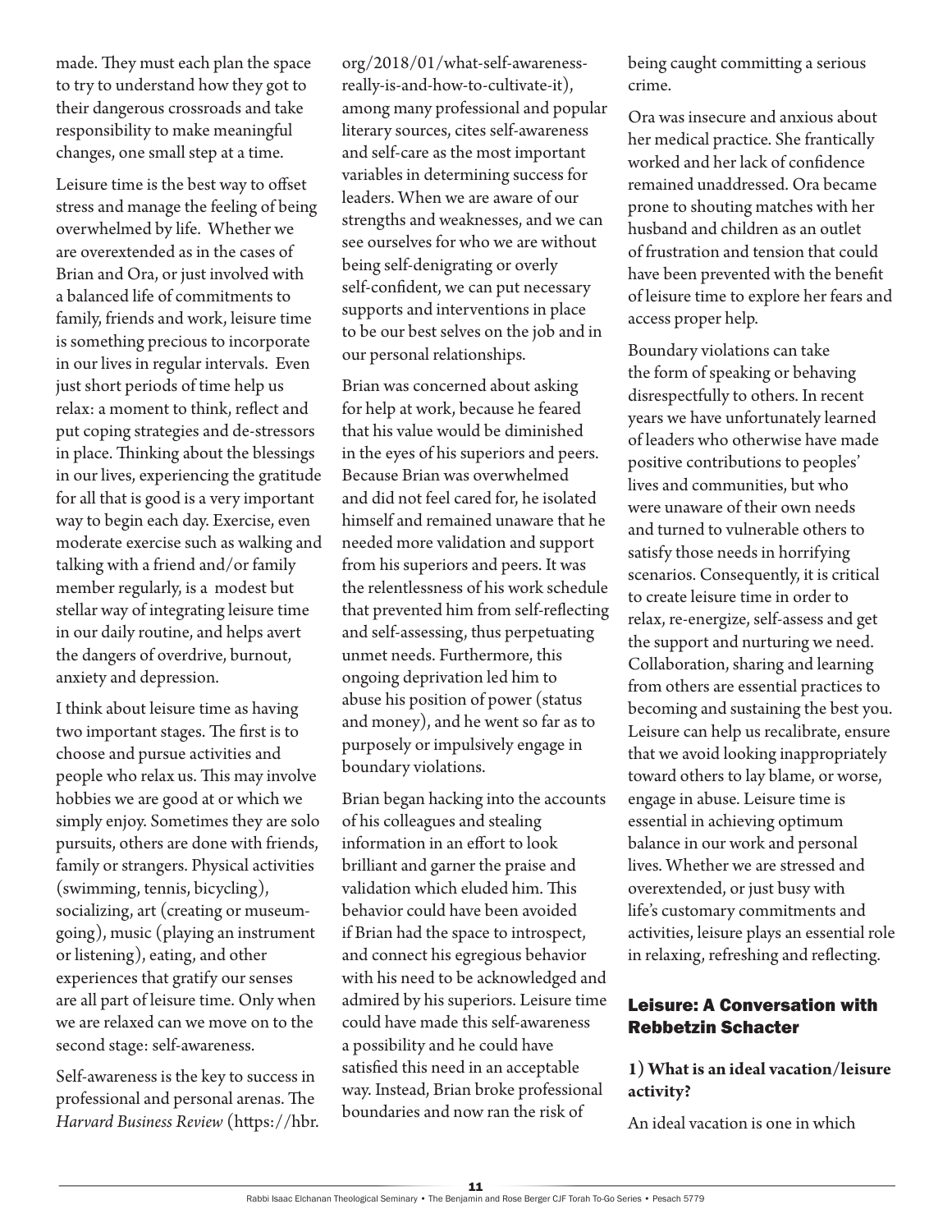made. They must each plan the space to try to understand how they got to their dangerous crossroads and take responsibility to make meaningful changes, one small step at a time.

Leisure time is the best way to offset stress and manage the feeling of being overwhelmed by life. Whether we are overextended as in the cases of Brian and Ora, or just involved with a balanced life of commitments to family, friends and work, leisure time is something precious to incorporate in our lives in regular intervals. Even just short periods of time help us relax: a moment to think, reflect and put coping strategies and de-stressors in place. Thinking about the blessings in our lives, experiencing the gratitude for all that is good is a very important way to begin each day. Exercise, even moderate exercise such as walking and talking with a friend and/or family member regularly, is a modest but stellar way of integrating leisure time in our daily routine, and helps avert the dangers of overdrive, burnout, anxiety and depression.

I think about leisure time as having two important stages. The first is to choose and pursue activities and people who relax us. This may involve hobbies we are good at or which we simply enjoy. Sometimes they are solo pursuits, others are done with friends, family or strangers. Physical activities (swimming, tennis, bicycling), socializing, art (creating or museum-going), music (playing an instrument or listening), eating, and other experiences that gratify our senses are all part of leisure time. Only when we are relaxed can we move on to the second stage: self-awareness.

Self-awareness is the key to success in professional and personal arenas. The *Harvard Business Review* (https://hbr.org/2018/01/what-self-awareness-really-is-and-how-to-cultivate-it), among many professional and popular literary sources, cites self-awareness and self-care as the most important variables in determining success for leaders. When we are aware of our strengths and weaknesses, and we can see ourselves for who we are without being self-denigrating or overly self-confident, we can put necessary supports and interventions in place to be our best selves on the job and in our personal relationships.

Brian was concerned about asking for help at work, because he feared that his value would be diminished in the eyes of his superiors and peers. Because Brian was overwhelmed and did not feel cared for, he isolated himself and remained unaware that he needed more validation and support from his superiors and peers. It was the relentlessness of his work schedule that prevented him from self-reflecting and self-assessing, thus perpetuating unmet needs. Furthermore, this ongoing deprivation led him to abuse his position of power (status and money), and he went so far as to purposely or impulsively engage in boundary violations.

Brian began hacking into the accounts of his colleagues and stealing information in an effort to look brilliant and garner the praise and validation which eluded him. This behavior could have been avoided if Brian had the space to introspect, and connect his egregious behavior with his need to be acknowledged and admired by his superiors. Leisure time could have made this self-awareness a possibility and he could have satisfied this need in an acceptable way. Instead, Brian broke professional boundaries and now ran the risk of being caught committing a serious crime.

Ora was insecure and anxious about her medical practice. She frantically worked and her lack of confidence remained unaddressed. Ora became prone to shouting matches with her husband and children as an outlet of frustration and tension that could have been prevented with the benefit of leisure time to explore her fears and access proper help.

Boundary violations can take the form of speaking or behaving disrespectfully to others. In recent years we have unfortunately learned of leaders who otherwise have made positive contributions to peoples' lives and communities, but who were unaware of their own needs and turned to vulnerable others to satisfy those needs in horrifying scenarios. Consequently, it is critical to create leisure time in order to relax, re-energize, self-assess and get the support and nurturing we need. Collaboration, sharing and learning from others are essential practices to becoming and sustaining the best you. Leisure can help us recalibrate, ensure that we avoid looking inappropriately toward others to lay blame, or worse, engage in abuse. Leisure time is essential in achieving optimum balance in our work and personal lives. Whether we are stressed and overextended, or just busy with life's customary commitments and activities, leisure plays an essential role in relaxing, refreshing and reflecting.

## Leisure: A Conversation with Rebbetzin Schacter

### 1) What is an ideal vacation/leisure activity?

An ideal vacation is one in which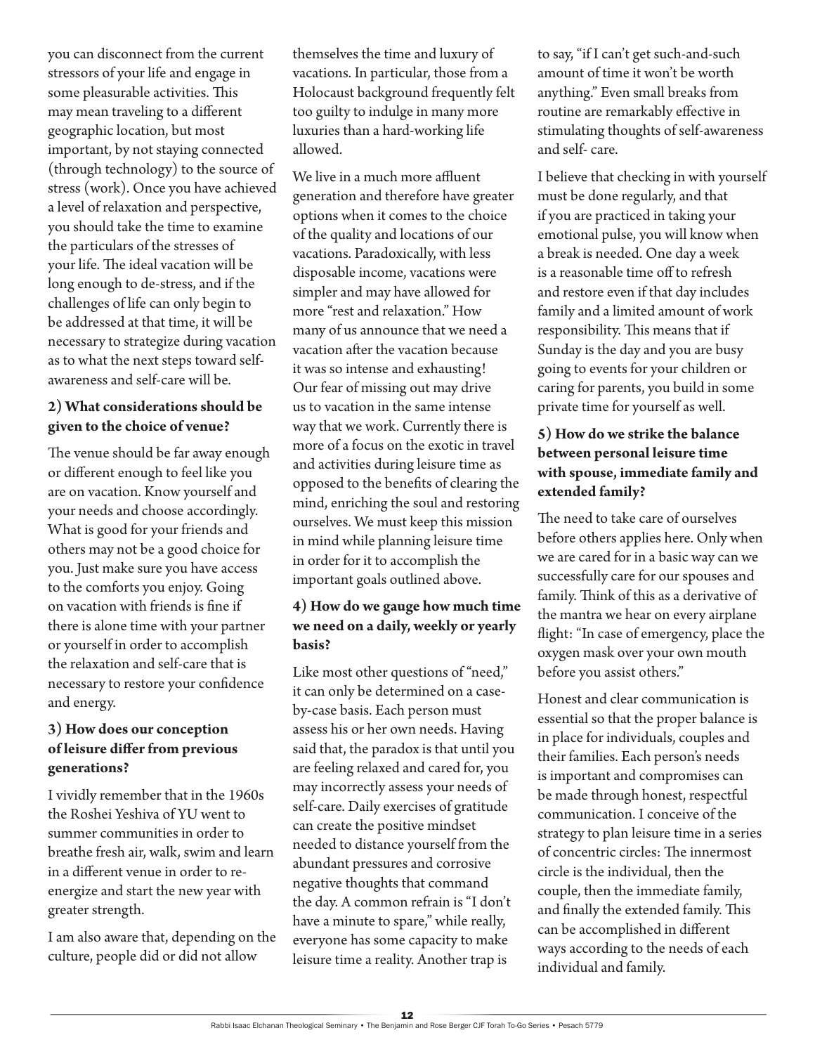you can disconnect from the current stressors of your life and engage in some pleasurable activities. This may mean traveling to a different geographic location, but most important, by not staying connected (through technology) to the source of stress (work). Once you have achieved a level of relaxation and perspective, you should take the time to examine the particulars of the stresses of your life. The ideal vacation will be long enough to de-stress, and if the challenges of life can only begin to be addressed at that time, it will be necessary to strategize during vacation as to what the next steps toward self-awareness and self-care will be.

### 2) What considerations should be given to the choice of venue?

The venue should be far away enough or different enough to feel like you are on vacation. Know yourself and your needs and choose accordingly. What is good for your friends and others may not be a good choice for you. Just make sure you have access to the comforts you enjoy. Going on vacation with friends is fine if there is alone time with your partner or yourself in order to accomplish the relaxation and self-care that is necessary to restore your confidence and energy.

### 3) How does our conception of leisure differ from previous generations?

I vividly remember that in the 1960s the Roshei Yeshiva of YU went to summer communities in order to breathe fresh air, walk, swim and learn in a different venue in order to re-energize and start the new year with greater strength.

I am also aware that, depending on the culture, people did or did not allow themselves the time and luxury of vacations. In particular, those from a Holocaust background frequently felt too guilty to indulge in many more luxuries than a hard-working life allowed.

We live in a much more affluent generation and therefore have greater options when it comes to the choice of the quality and locations of our vacations. Paradoxically, with less disposable income, vacations were simpler and may have allowed for more "rest and relaxation." How many of us announce that we need a vacation after the vacation because it was so intense and exhausting! Our fear of missing out may drive us to vacation in the same intense way that we work. Currently there is more of a focus on the exotic in travel and activities during leisure time as opposed to the benefits of clearing the mind, enriching the soul and restoring ourselves. We must keep this mission in mind while planning leisure time in order for it to accomplish the important goals outlined above.

### 4) How do we gauge how much time we need on a daily, weekly or yearly basis?

Like most other questions of "need," it can only be determined on a case-by-case basis. Each person must assess his or her own needs. Having said that, the paradox is that until you are feeling relaxed and cared for, you may incorrectly assess your needs of self-care. Daily exercises of gratitude can create the positive mindset needed to distance yourself from the abundant pressures and corrosive negative thoughts that command the day. A common refrain is "I don't have a minute to spare," while really, everyone has some capacity to make leisure time a reality. Another trap is to say, "if I can't get such-and-such amount of time it won't be worth anything." Even small breaks from routine are remarkably effective in stimulating thoughts of self-awareness and self- care.

I believe that checking in with yourself must be done regularly, and that if you are practiced in taking your emotional pulse, you will know when a break is needed. One day a week is a reasonable time off to refresh and restore even if that day includes family and a limited amount of work responsibility. This means that if Sunday is the day and you are busy going to events for your children or caring for parents, you build in some private time for yourself as well.

### 5) How do we strike the balance between personal leisure time with spouse, immediate family and extended family?

The need to take care of ourselves before others applies here. Only when we are cared for in a basic way can we successfully care for our spouses and family. Think of this as a derivative of the mantra we hear on every airplane flight: "In case of emergency, place the oxygen mask over your own mouth before you assist others."

Honest and clear communication is essential so that the proper balance is in place for individuals, couples and their families. Each person's needs is important and compromises can be made through honest, respectful communication. I conceive of the strategy to plan leisure time in a series of concentric circles: The innermost circle is the individual, then the couple, then the immediate family, and finally the extended family. This can be accomplished in different ways according to the needs of each individual and family.